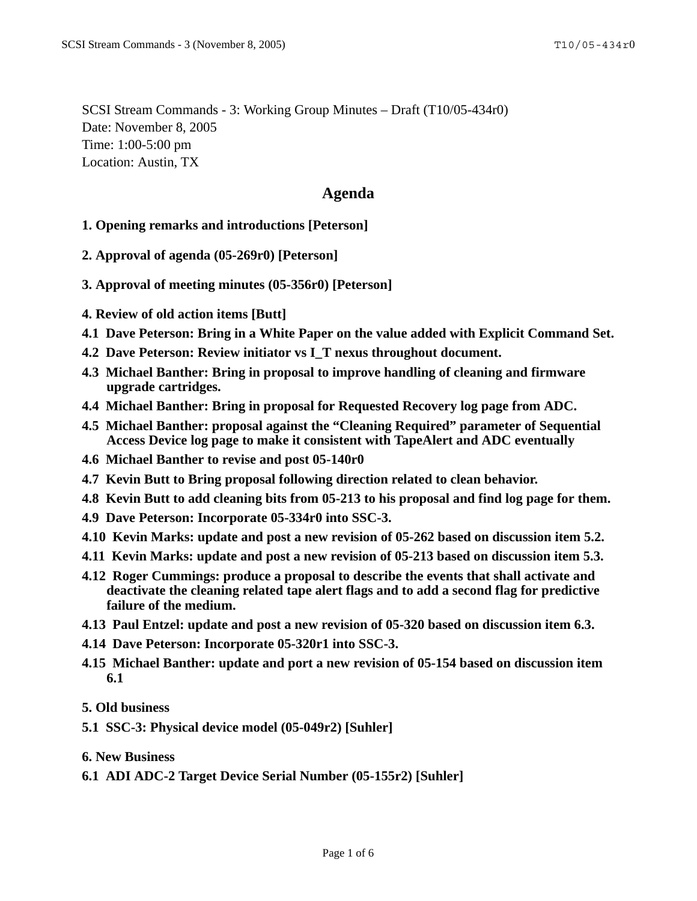SCSI Stream Commands - 3: Working Group Minutes – Draft (T10/05-434r0)
Date: November 8, 2005
Time: 1:00-5:00 pm
Location: Austin, TX

# Agenda

**1. Opening remarks and introductions [Peterson]**

**2. Approval of agenda (05-269r0) [Peterson]**

**3. Approval of meeting minutes (05-356r0) [Peterson]**

**4. Review of old action items [Butt]**

**4.1 Dave Peterson: Bring in a White Paper on the value added with Explicit Command Set.**

**4.2 Dave Peterson: Review initiator vs I_T nexus throughout document.**

**4.3 Michael Banther: Bring in proposal to improve handling of cleaning and firmware upgrade cartridges.**

**4.4 Michael Banther: Bring in proposal for Requested Recovery log page from ADC.**

**4.5 Michael Banther: proposal against the "Cleaning Required" parameter of Sequential Access Device log page to make it consistent with TapeAlert and ADC eventually**

**4.6 Michael Banther to revise and post 05-140r0**

**4.7 Kevin Butt to Bring proposal following direction related to clean behavior.**

**4.8 Kevin Butt to add cleaning bits from 05-213 to his proposal and find log page for them.**

**4.9 Dave Peterson: Incorporate 05-334r0 into SSC-3.**

**4.10 Kevin Marks: update and post a new revision of 05-262 based on discussion item 5.2.**

**4.11 Kevin Marks: update and post a new revision of 05-213 based on discussion item 5.3.**

**4.12 Roger Cummings: produce a proposal to describe the events that shall activate and deactivate the cleaning related tape alert flags and to add a second flag for predictive failure of the medium.**

**4.13 Paul Entzel: update and post a new revision of 05-320 based on discussion item 6.3.**

**4.14 Dave Peterson: Incorporate 05-320r1 into SSC-3.**

**4.15 Michael Banther: update and port a new revision of 05-154 based on discussion item 6.1**

**5. Old business**

**5.1 SSC-3: Physical device model (05-049r2) [Suhler]**

**6. New Business**

**6.1 ADI ADC-2 Target Device Serial Number (05-155r2) [Suhler]**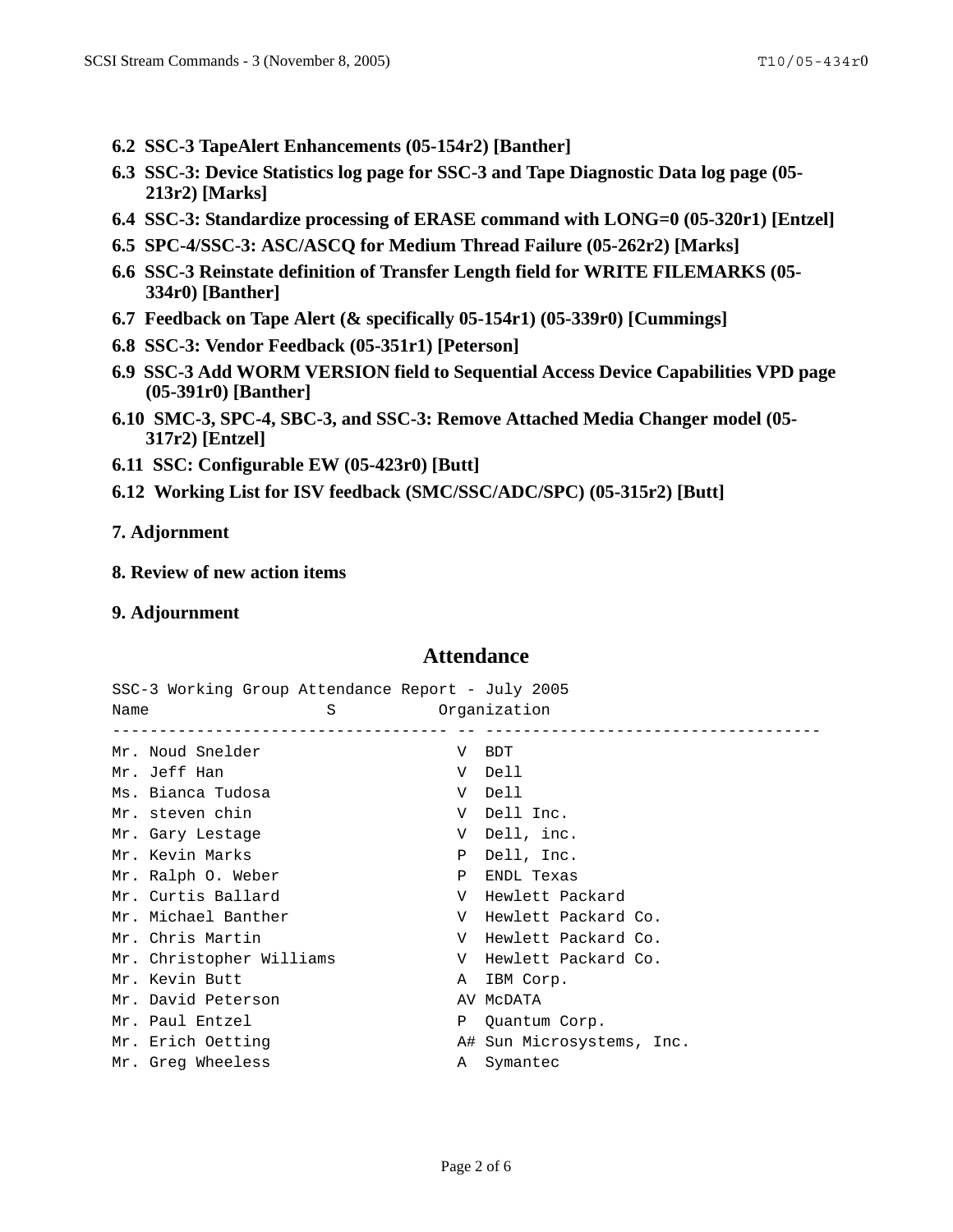**6.2 SSC-3 TapeAlert Enhancements (05-154r2) [Banther]**

**6.3 SSC-3: Device Statistics log page for SSC-3 and Tape Diagnostic Data log page (05-213r2) [Marks]**

**6.4 SSC-3: Standardize processing of ERASE command with LONG=0 (05-320r1) [Entzel]**

**6.5 SPC-4/SSC-3: ASC/ASCQ for Medium Thread Failure (05-262r2) [Marks]**

**6.6 SSC-3 Reinstate definition of Transfer Length field for WRITE FILEMARKS (05-334r0) [Banther]**

**6.7 Feedback on Tape Alert (& specifically 05-154r1) (05-339r0) [Cummings]**

**6.8 SSC-3: Vendor Feedback (05-351r1) [Peterson]**

**6.9 SSC-3 Add WORM VERSION field to Sequential Access Device Capabilities VPD page (05-391r0) [Banther]**

**6.10 SMC-3, SPC-4, SBC-3, and SSC-3: Remove Attached Media Changer model (05-317r2) [Entzel]**

**6.11 SSC: Configurable EW (05-423r0) [Butt]**

**6.12 Working List for ISV feedback (SMC/SSC/ADC/SPC) (05-315r2) [Butt]**

**7. Adjournment**

**8. Review of new action items**

**9. Adjournment**

## Attendance

```
SSC-3 Working Group Attendance Report - July 2005
Name                  S          Organization
----------------------------------- -- -----------------------------------
Mr. Noud Snelder                  V  BDT
Mr. Jeff Han                      V  Dell
Ms. Bianca Tudosa                 V  Dell
Mr. steven chin                   V  Dell Inc.
Mr. Gary Lestage                  V  Dell, inc.
Mr. Kevin Marks                   P  Dell, Inc.
Mr. Ralph O. Weber                P  ENDL Texas
Mr. Curtis Ballard                V  Hewlett Packard
Mr. Michael Banther               V  Hewlett Packard Co.
Mr. Chris Martin                  V  Hewlett Packard Co.
Mr. Christopher Williams          V  Hewlett Packard Co.
Mr. Kevin Butt                    A  IBM Corp.
Mr. David Peterson                AV McDATA
Mr. Paul Entzel                   P  Quantum Corp.
Mr. Erich Oetting                 A# Sun Microsystems, Inc.
Mr. Greg Wheeless                 A  Symantec
```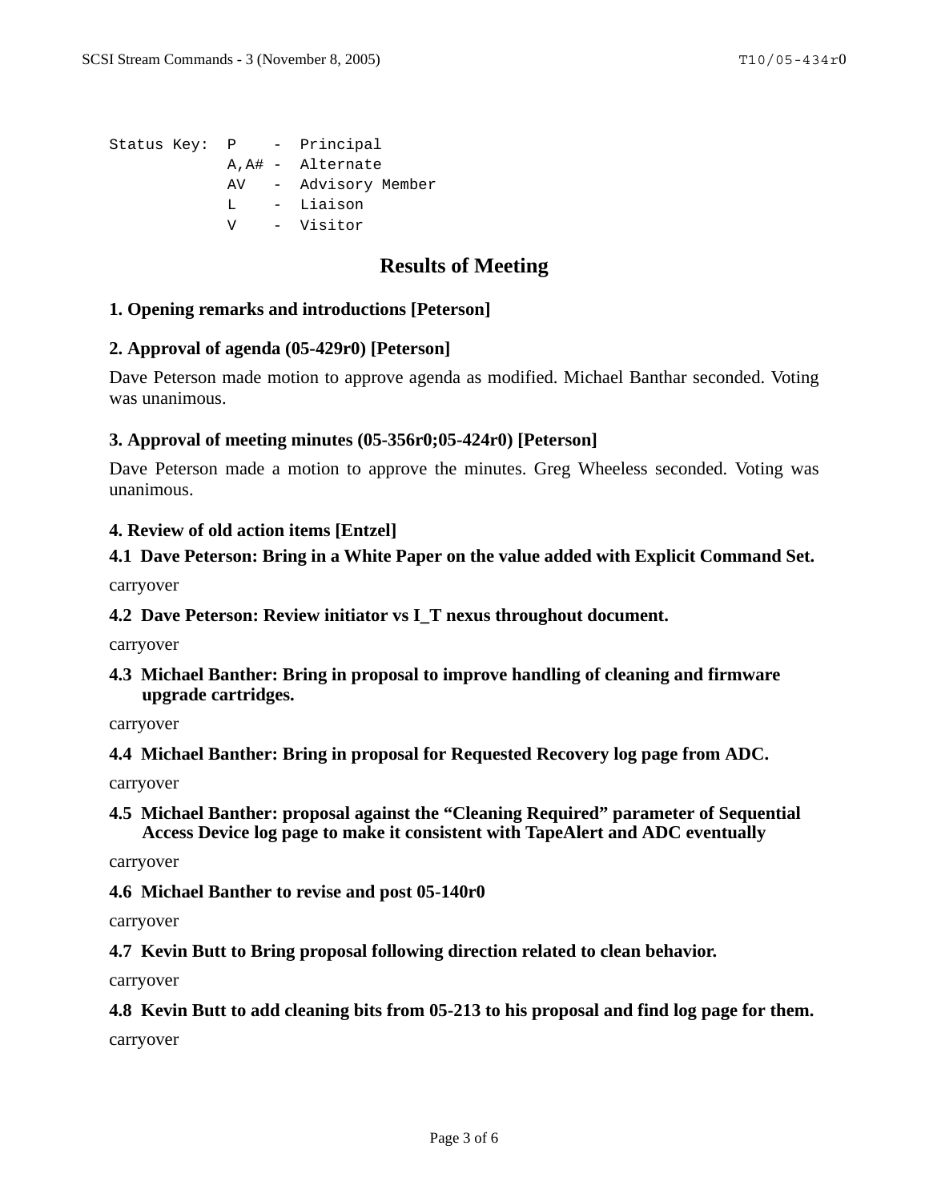```
Status Key:  P    -  Principal
             A,A# -  Alternate
             AV   -  Advisory Member
             L    -  Liaison
             V    -  Visitor
```

## Results of Meeting

### 1. Opening remarks and introductions [Peterson]

### 2. Approval of agenda (05-429r0) [Peterson]

Dave Peterson made motion to approve agenda as modified. Michael Banthar seconded. Voting was unanimous.

### 3. Approval of meeting minutes (05-356r0;05-424r0) [Peterson]

Dave Peterson made a motion to approve the minutes. Greg Wheeless seconded. Voting was unanimous.

### 4. Review of old action items [Entzel]

**4.1 Dave Peterson: Bring in a White Paper on the value added with Explicit Command Set.**

carryover

**4.2 Dave Peterson: Review initiator vs I_T nexus throughout document.**

carryover

**4.3 Michael Banther: Bring in proposal to improve handling of cleaning and firmware upgrade cartridges.**

carryover

**4.4 Michael Banther: Bring in proposal for Requested Recovery log page from ADC.**

carryover

**4.5 Michael Banther: proposal against the "Cleaning Required" parameter of Sequential Access Device log page to make it consistent with TapeAlert and ADC eventually**

carryover

**4.6 Michael Banther to revise and post 05-140r0**

carryover

**4.7 Kevin Butt to Bring proposal following direction related to clean behavior.**

carryover

**4.8 Kevin Butt to add cleaning bits from 05-213 to his proposal and find log page for them.**

carryover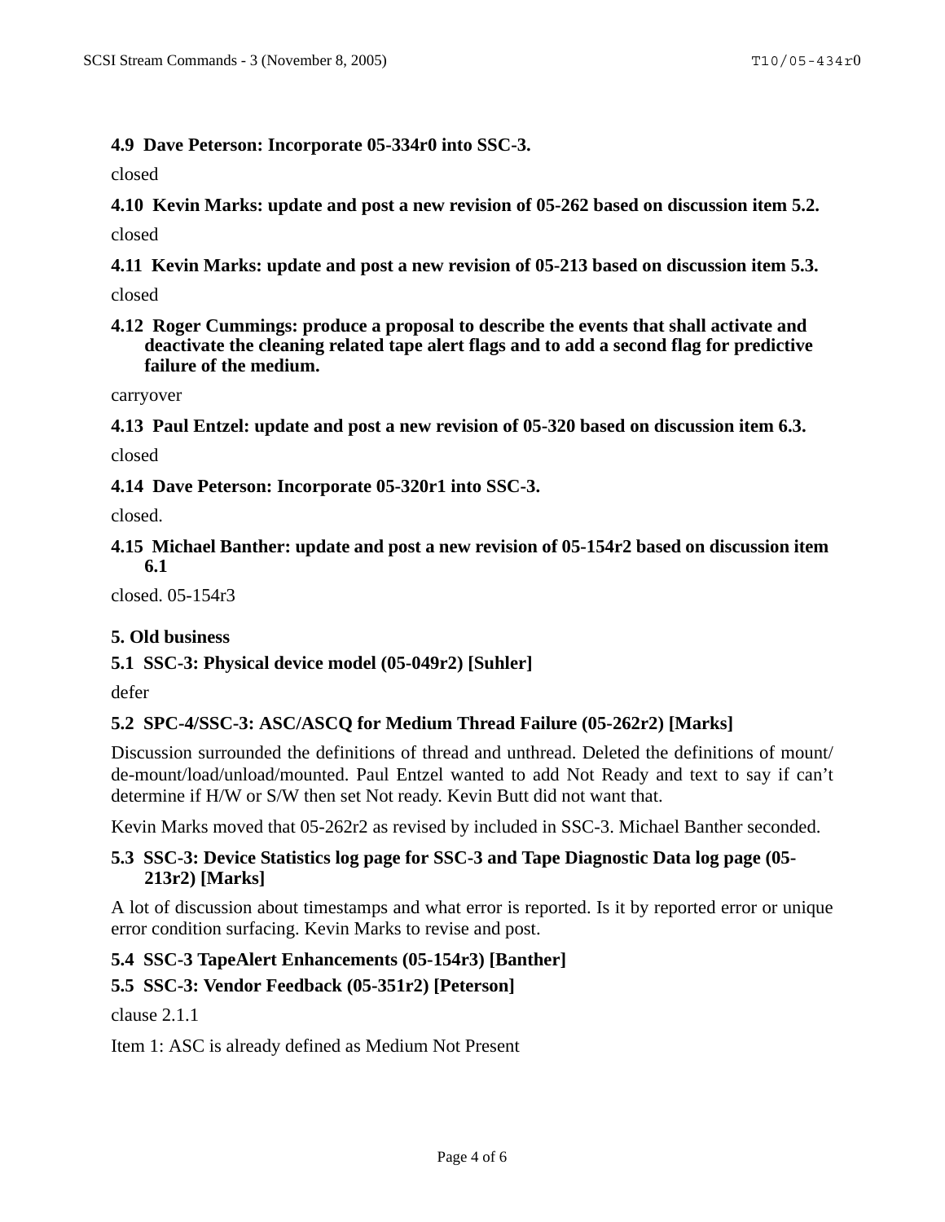### 4.9 Dave Peterson: Incorporate 05-334r0 into SSC-3.

closed

### 4.10 Kevin Marks: update and post a new revision of 05-262 based on discussion item 5.2.

closed

### 4.11 Kevin Marks: update and post a new revision of 05-213 based on discussion item 5.3.

closed

### 4.12 Roger Cummings: produce a proposal to describe the events that shall activate and deactivate the cleaning related tape alert flags and to add a second flag for predictive failure of the medium.

carryover

### 4.13 Paul Entzel: update and post a new revision of 05-320 based on discussion item 6.3.

closed

### 4.14 Dave Peterson: Incorporate 05-320r1 into SSC-3.

closed.

### 4.15 Michael Banther: update and post a new revision of 05-154r2 based on discussion item 6.1

closed. 05-154r3

## 5. Old business

### 5.1 SSC-3: Physical device model (05-049r2) [Suhler]

defer

### 5.2 SPC-4/SSC-3: ASC/ASCQ for Medium Thread Failure (05-262r2) [Marks]

Discussion surrounded the definitions of thread and unthread. Deleted the definitions of mount/de-mount/load/unload/mounted. Paul Entzel wanted to add Not Ready and text to say if can't determine if H/W or S/W then set Not ready. Kevin Butt did not want that.

Kevin Marks moved that 05-262r2 as revised by included in SSC-3. Michael Banther seconded.

### 5.3 SSC-3: Device Statistics log page for SSC-3 and Tape Diagnostic Data log page (05-213r2) [Marks]

A lot of discussion about timestamps and what error is reported. Is it by reported error or unique error condition surfacing. Kevin Marks to revise and post.

### 5.4 SSC-3 TapeAlert Enhancements (05-154r3) [Banther]

### 5.5 SSC-3: Vendor Feedback (05-351r2) [Peterson]

clause 2.1.1

Item 1: ASC is already defined as Medium Not Present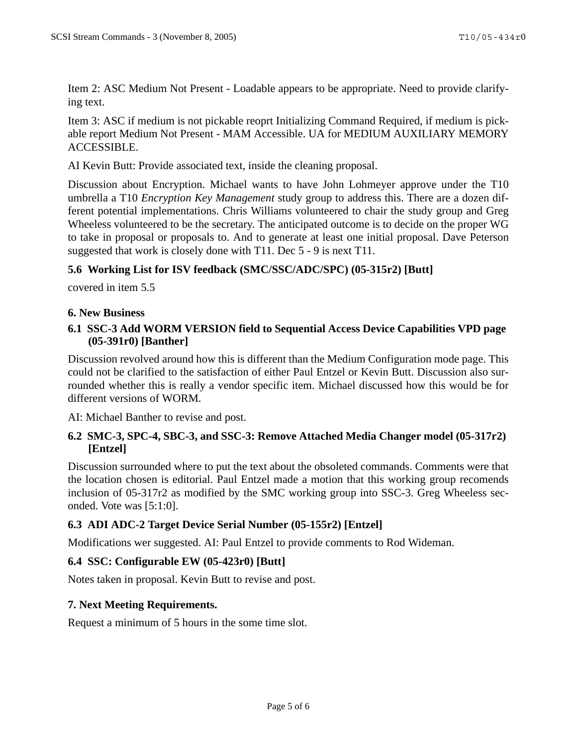Item 2: ASC Medium Not Present - Loadable appears to be appropriate. Need to provide clarifying text.

Item 3: ASC if medium is not pickable reoprt Initializing Command Required, if medium is pickable report Medium Not Present - MAM Accessible. UA for MEDIUM AUXILIARY MEMORY ACCESSIBLE.

AI Kevin Butt: Provide associated text, inside the cleaning proposal.

Discussion about Encryption. Michael wants to have John Lohmeyer approve under the T10 umbrella a T10 *Encryption Key Management* study group to address this. There are a dozen different potential implementations. Chris Williams volunteered to chair the study group and Greg Wheeless volunteered to be the secretary. The anticipated outcome is to decide on the proper WG to take in proposal or proposals to. And to generate at least one initial proposal. Dave Peterson suggested that work is closely done with T11. Dec 5 - 9 is next T11.

### 5.6 Working List for ISV feedback (SMC/SSC/ADC/SPC) (05-315r2) [Butt]

covered in item 5.5

## 6. New Business

### 6.1 SSC-3 Add WORM VERSION field to Sequential Access Device Capabilities VPD page (05-391r0) [Banther]

Discussion revolved around how this is different than the Medium Configuration mode page. This could not be clarified to the satisfaction of either Paul Entzel or Kevin Butt. Discussion also surrounded whether this is really a vendor specific item. Michael discussed how this would be for different versions of WORM.

AI: Michael Banther to revise and post.

### 6.2 SMC-3, SPC-4, SBC-3, and SSC-3: Remove Attached Media Changer model (05-317r2) [Entzel]

Discussion surrounded where to put the text about the obsoleted commands. Comments were that the location chosen is editorial. Paul Entzel made a motion that this working group recomends inclusion of 05-317r2 as modified by the SMC working group into SSC-3. Greg Wheeless seconded. Vote was [5:1:0].

### 6.3 ADI ADC-2 Target Device Serial Number (05-155r2) [Entzel]

Modifications wer suggested. AI: Paul Entzel to provide comments to Rod Wideman.

### 6.4 SSC: Configurable EW (05-423r0) [Butt]

Notes taken in proposal. Kevin Butt to revise and post.

## 7. Next Meeting Requirements.

Request a minimum of 5 hours in the some time slot.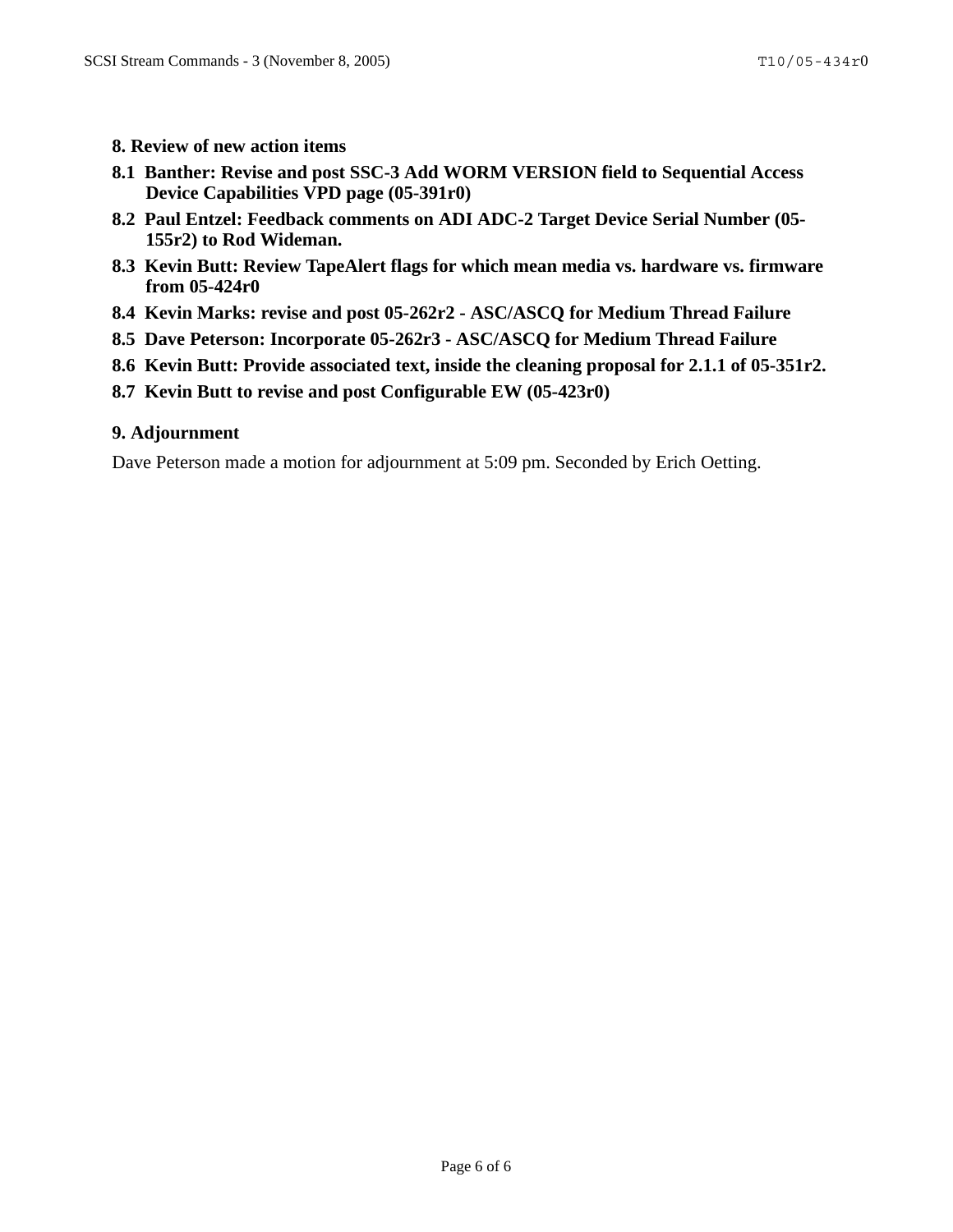## 8. Review of new action items

**8.1 Banther: Revise and post SSC-3 Add WORM VERSION field to Sequential Access Device Capabilities VPD page (05-391r0)**

**8.2 Paul Entzel: Feedback comments on ADI ADC-2 Target Device Serial Number (05-155r2) to Rod Wideman.**

**8.3 Kevin Butt: Review TapeAlert flags for which mean media vs. hardware vs. firmware from 05-424r0**

**8.4 Kevin Marks: revise and post 05-262r2 - ASC/ASCQ for Medium Thread Failure**

**8.5 Dave Peterson: Incorporate 05-262r3 - ASC/ASCQ for Medium Thread Failure**

**8.6 Kevin Butt: Provide associated text, inside the cleaning proposal for 2.1.1 of 05-351r2.**

**8.7 Kevin Butt to revise and post Configurable EW (05-423r0)**

## 9. Adjournment

Dave Peterson made a motion for adjournment at 5:09 pm. Seconded by Erich Oetting.